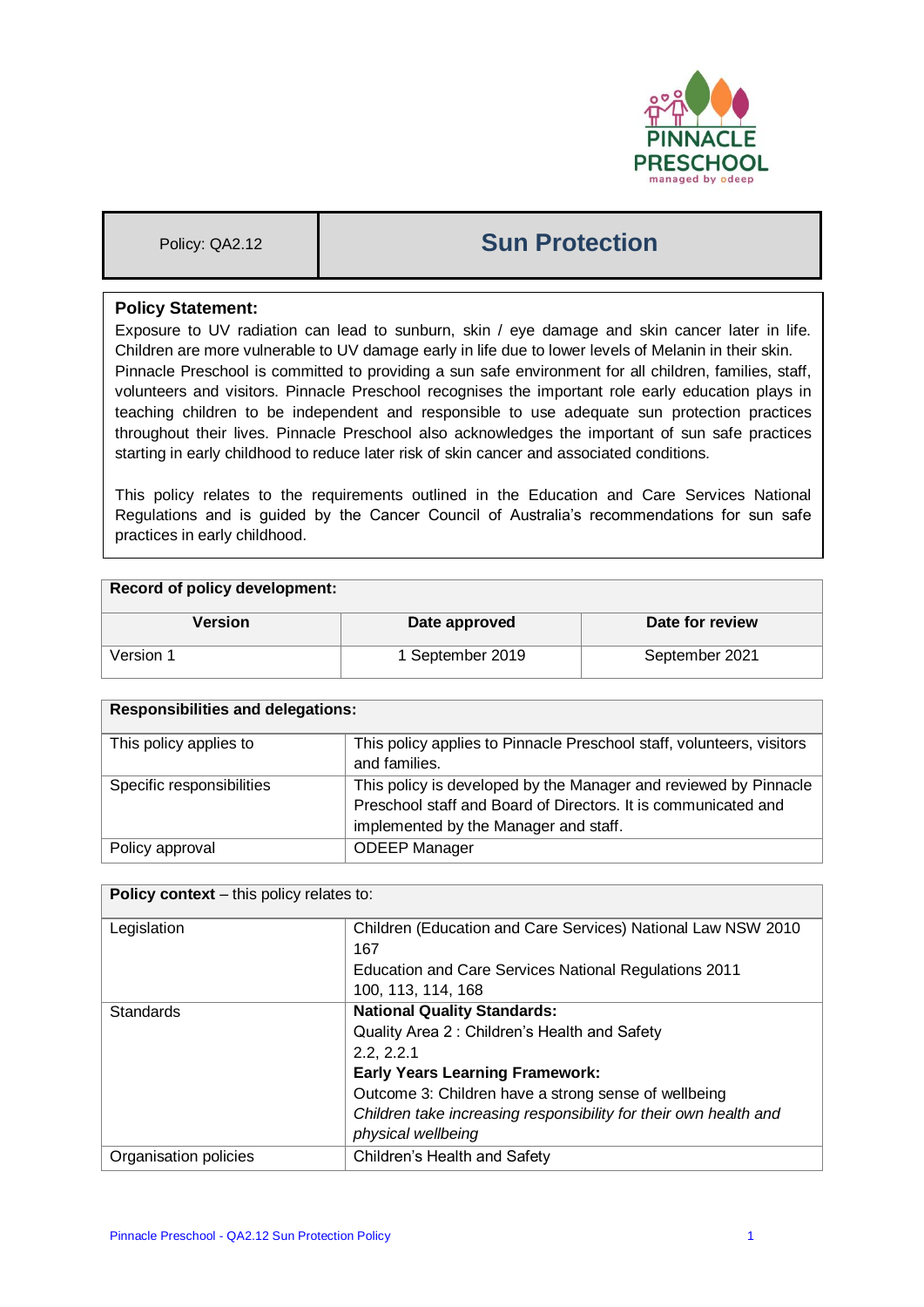| Policy: QA2.12 | Sun Protection |
|---|---|

**Policy Statement:**

Exposure to UV radiation can lead to sunburn, skin / eye damage and skin cancer later in life. Children are more vulnerable to UV damage early in life due to lower levels of Melanin in their skin. Pinnacle Preschool is committed to providing a sun safe environment for all children, families, staff, volunteers and visitors. Pinnacle Preschool recognises the important role early education plays in teaching children to be independent and responsible to use adequate sun protection practices throughout their lives. Pinnacle Preschool also acknowledges the important of sun safe practices starting in early childhood to reduce later risk of skin cancer and associated conditions.

This policy relates to the requirements outlined in the Education and Care Services National Regulations and is guided by the Cancer Council of Australia's recommendations for sun safe practices in early childhood.

| **Record of policy development:** | | |
|---|---|---|
| **Version** | **Date approved** | **Date for review** |
| Version 1 | 1 September 2019 | September 2021 |

| **Responsibilities and delegations:** | |
|---|---|
| This policy applies to | This policy applies to Pinnacle Preschool staff, volunteers, visitors and families. |
| Specific responsibilities | This policy is developed by the Manager and reviewed by Pinnacle Preschool staff and Board of Directors. It is communicated and implemented by the Manager and staff. |
| Policy approval | ODEEP Manager |

| **Policy context** – this policy relates to: | |
|---|---|
| Legislation | Children (Education and Care Services) National Law NSW 2010<br>167<br>Education and Care Services National Regulations 2011<br>100, 113, 114, 168 |
| Standards | **National Quality Standards:**<br>Quality Area 2 : Children's Health and Safety<br>2.2, 2.2.1<br>**Early Years Learning Framework:**<br>Outcome 3: Children have a strong sense of wellbeing<br>*Children take increasing responsibility for their own health and physical wellbeing* |
| Organisation policies | Children's Health and Safety |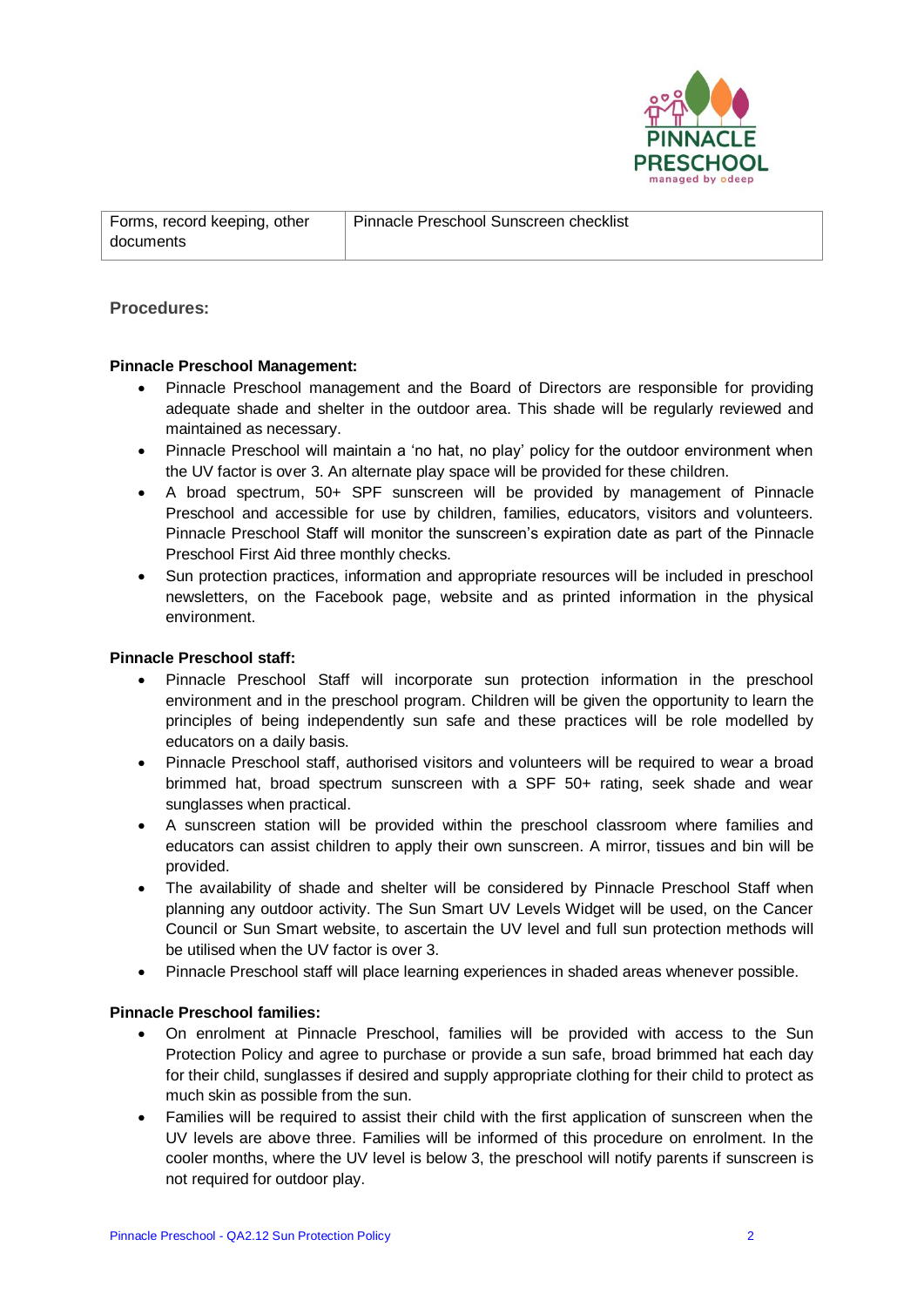| Forms, record keeping, other documents | Pinnacle Preschool Sunscreen checklist |
|---|---|

## Procedures:

**Pinnacle Preschool Management:**

- Pinnacle Preschool management and the Board of Directors are responsible for providing adequate shade and shelter in the outdoor area. This shade will be regularly reviewed and maintained as necessary.
- Pinnacle Preschool will maintain a 'no hat, no play' policy for the outdoor environment when the UV factor is over 3. An alternate play space will be provided for these children.
- A broad spectrum, 50+ SPF sunscreen will be provided by management of Pinnacle Preschool and accessible for use by children, families, educators, visitors and volunteers. Pinnacle Preschool Staff will monitor the sunscreen's expiration date as part of the Pinnacle Preschool First Aid three monthly checks.
- Sun protection practices, information and appropriate resources will be included in preschool newsletters, on the Facebook page, website and as printed information in the physical environment.

**Pinnacle Preschool staff:**

- Pinnacle Preschool Staff will incorporate sun protection information in the preschool environment and in the preschool program. Children will be given the opportunity to learn the principles of being independently sun safe and these practices will be role modelled by educators on a daily basis.
- Pinnacle Preschool staff, authorised visitors and volunteers will be required to wear a broad brimmed hat, broad spectrum sunscreen with a SPF 50+ rating, seek shade and wear sunglasses when practical.
- A sunscreen station will be provided within the preschool classroom where families and educators can assist children to apply their own sunscreen. A mirror, tissues and bin will be provided.
- The availability of shade and shelter will be considered by Pinnacle Preschool Staff when planning any outdoor activity. The Sun Smart UV Levels Widget will be used, on the Cancer Council or Sun Smart website, to ascertain the UV level and full sun protection methods will be utilised when the UV factor is over 3.
- Pinnacle Preschool staff will place learning experiences in shaded areas whenever possible.

**Pinnacle Preschool families:**

- On enrolment at Pinnacle Preschool, families will be provided with access to the Sun Protection Policy and agree to purchase or provide a sun safe, broad brimmed hat each day for their child, sunglasses if desired and supply appropriate clothing for their child to protect as much skin as possible from the sun.
- Families will be required to assist their child with the first application of sunscreen when the UV levels are above three. Families will be informed of this procedure on enrolment. In the cooler months, where the UV level is below 3, the preschool will notify parents if sunscreen is not required for outdoor play.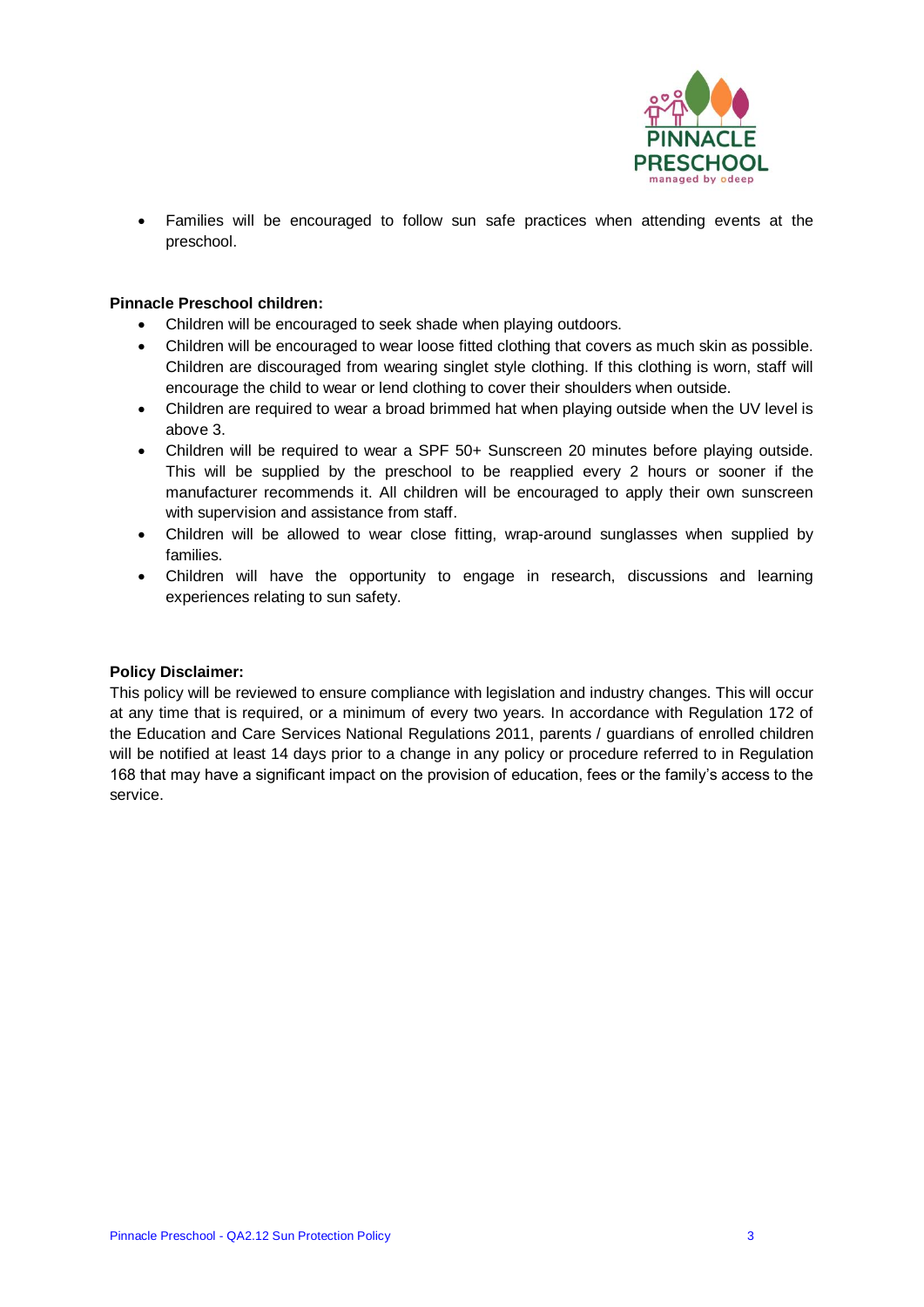- Families will be encouraged to follow sun safe practices when attending events at the preschool.

**Pinnacle Preschool children:**

- Children will be encouraged to seek shade when playing outdoors.
- Children will be encouraged to wear loose fitted clothing that covers as much skin as possible. Children are discouraged from wearing singlet style clothing. If this clothing is worn, staff will encourage the child to wear or lend clothing to cover their shoulders when outside.
- Children are required to wear a broad brimmed hat when playing outside when the UV level is above 3.
- Children will be required to wear a SPF 50+ Sunscreen 20 minutes before playing outside. This will be supplied by the preschool to be reapplied every 2 hours or sooner if the manufacturer recommends it. All children will be encouraged to apply their own sunscreen with supervision and assistance from staff.
- Children will be allowed to wear close fitting, wrap-around sunglasses when supplied by families.
- Children will have the opportunity to engage in research, discussions and learning experiences relating to sun safety.

**Policy Disclaimer:**

This policy will be reviewed to ensure compliance with legislation and industry changes. This will occur at any time that is required, or a minimum of every two years. In accordance with Regulation 172 of the Education and Care Services National Regulations 2011, parents / guardians of enrolled children will be notified at least 14 days prior to a change in any policy or procedure referred to in Regulation 168 that may have a significant impact on the provision of education, fees or the family's access to the service.